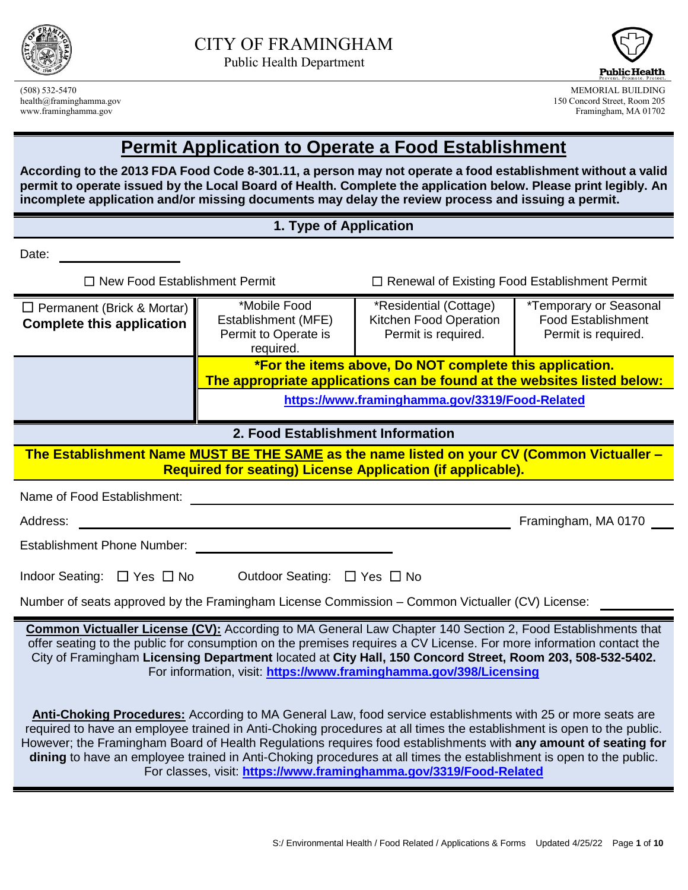CITY OF FRAMINGHAM

Public Health Department

(508) 532-5470
health@framinghamma.gov
www.framinghamma.gov

MEMORIAL BUILDING
150 Concord Street, Room 205
Framingham, MA 01702

# Permit Application to Operate a Food Establishment

**According to the 2013 FDA Food Code 8-301.11, a person may not operate a food establishment without a valid permit to operate issued by the Local Board of Health. Complete the application below. Please print legibly. An incomplete application and/or missing documents may delay the review process and issuing a permit.**

## 1. Type of Application

Date: ________________

☐ New Food Establishment Permit ☐ Renewal of Existing Food Establishment Permit

| ☐ Permanent (Brick & Mortar) **Complete this application** | *Mobile Food Establishment (MFE) Permit to Operate is required. | *Residential (Cottage) Kitchen Food Operation Permit is required. | *Temporary or Seasonal Food Establishment Permit is required. |
|---|---|---|---|
| | **\*For the items above, Do NOT complete this application. The appropriate applications can be found at the websites listed below:** | | |
| | **https://www.framinghamma.gov/3319/Food-Related** | | |

## 2. Food Establishment Information

**The Establishment Name MUST BE THE SAME as the name listed on your CV (Common Victualler – Required for seating) License Application (if applicable).**

Name of Food Establishment: ________________________________

Address: ________________________________ Framingham, MA 0170 ___

Establishment Phone Number: ________________

Indoor Seating: ☐ Yes ☐ No Outdoor Seating: ☐ Yes ☐ No

Number of seats approved by the Framingham License Commission – Common Victualler (CV) License: ________

**Common Victualler License (CV):** According to MA General Law Chapter 140 Section 2, Food Establishments that offer seating to the public for consumption on the premises requires a CV License. For more information contact the City of Framingham **Licensing Department** located at **City Hall, 150 Concord Street, Room 203, 508-532-5402.** For information, visit: **https://www.framinghamma.gov/398/Licensing**

**Anti-Choking Procedures:** According to MA General Law, food service establishments with 25 or more seats are required to have an employee trained in Anti-Choking procedures at all times the establishment is open to the public. However; the Framingham Board of Health Regulations requires food establishments with **any amount of seating for dining** to have an employee trained in Anti-Choking procedures at all times the establishment is open to the public. For classes, visit: **https://www.framinghamma.gov/3319/Food-Related**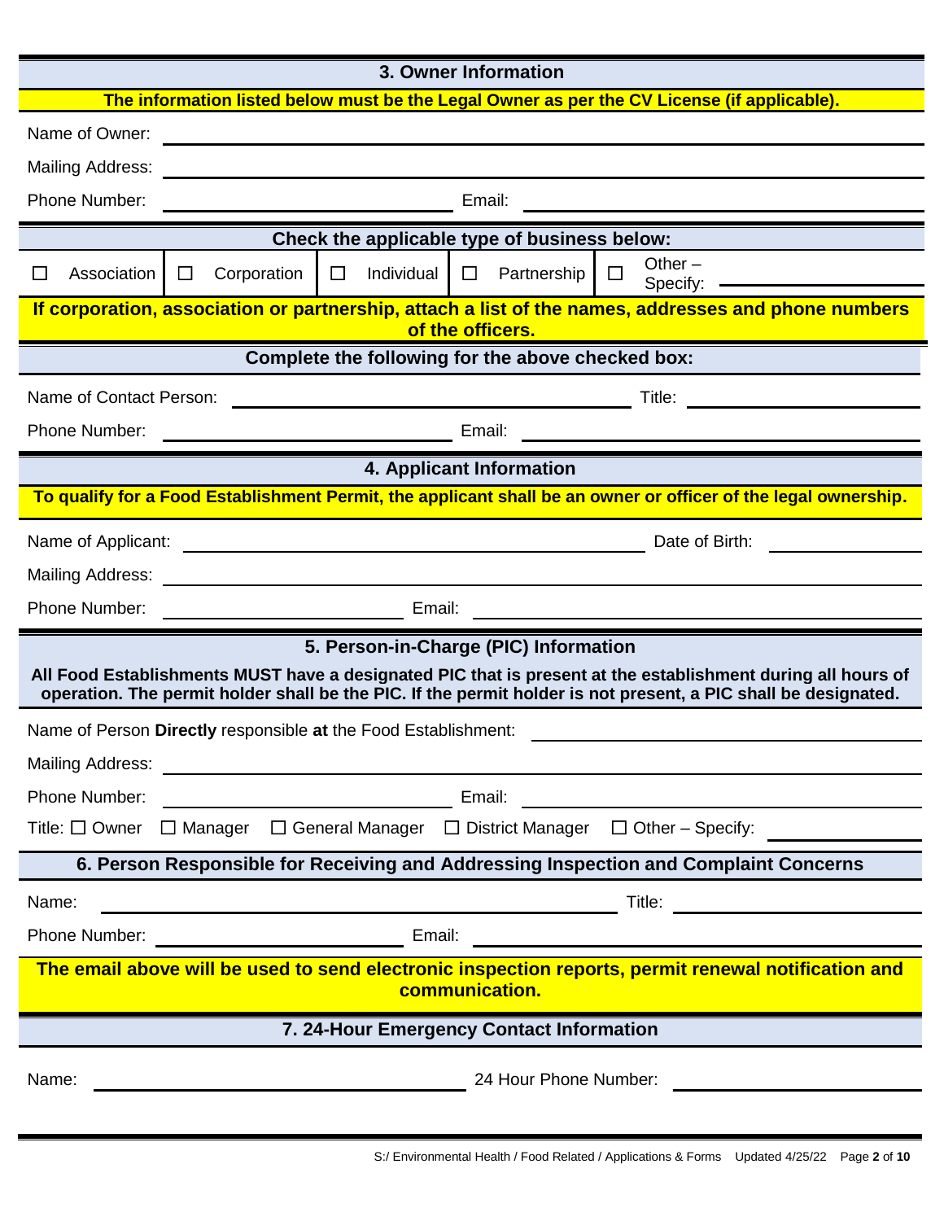## 3. Owner Information

**The information listed below must be the Legal Owner as per the CV License (if applicable).**

Name of Owner: ______________________________

Mailing Address: ______________________________

Phone Number: ____________________ Email: ____________________

**Check the applicable type of business below:**

☐ Association ☐ Corporation ☐ Individual ☐ Partnership ☐ Other – Specify: ____________

**If corporation, association or partnership, attach a list of the names, addresses and phone numbers of the officers.**

**Complete the following for the above checked box:**

Name of Contact Person: ____________________ Title: ____________________

Phone Number: ____________________ Email: ____________________

## 4. Applicant Information

**To qualify for a Food Establishment Permit, the applicant shall be an owner or officer of the legal ownership.**

Name of Applicant: ____________________ Date of Birth: ____________

Mailing Address: ______________________________

Phone Number: ____________________ Email: ____________________

## 5. Person-in-Charge (PIC) Information

**All Food Establishments MUST have a designated PIC that is present at the establishment during all hours of operation. The permit holder shall be the PIC. If the permit holder is not present, a PIC shall be designated.**

Name of Person **Directly** responsible **at** the Food Establishment: ____________________

Mailing Address: ______________________________

Phone Number: ____________________ Email: ____________________

Title: ☐ Owner ☐ Manager ☐ General Manager ☐ District Manager ☐ Other – Specify: ____________

## 6. Person Responsible for Receiving and Addressing Inspection and Complaint Concerns

Name: ____________________ Title: ____________________

Phone Number: ____________________ Email: ____________________

**The email above will be used to send electronic inspection reports, permit renewal notification and communication.**

## 7. 24-Hour Emergency Contact Information

Name: ____________________ 24 Hour Phone Number: ____________________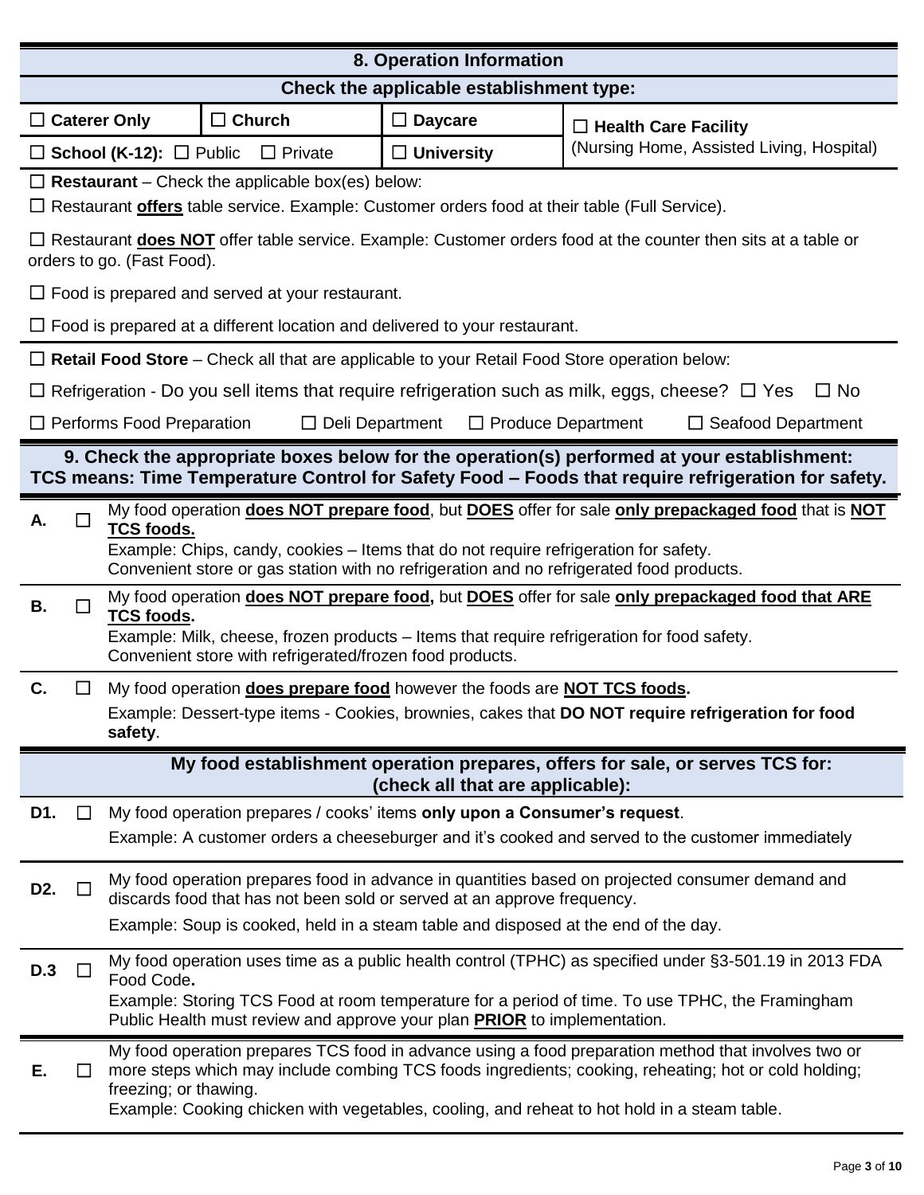## 8. Operation Information

**Check the applicable establishment type:**

| | | | |
|---|---|---|---|
| ☐ **Caterer Only** | ☐ **Church** | ☐ **Daycare** | ☐ **Health Care Facility** (Nursing Home, Assisted Living, Hospital) |
| ☐ **School (K-12):** ☐ Public ☐ Private | | ☐ **University** | |

☐ **Restaurant** – Check the applicable box(es) below:

☐ Restaurant **offers** table service. Example: Customer orders food at their table (Full Service).

☐ Restaurant **does NOT** offer table service. Example: Customer orders food at the counter then sits at a table or orders to go. (Fast Food).

☐ Food is prepared and served at your restaurant.

☐ Food is prepared at a different location and delivered to your restaurant.

☐ **Retail Food Store** – Check all that are applicable to your Retail Food Store operation below:

☐ Refrigeration - Do you sell items that require refrigeration such as milk, eggs, cheese? ☐ Yes ☐ No

☐ Performs Food Preparation ☐ Deli Department ☐ Produce Department ☐ Seafood Department

## 9. Check the appropriate boxes below for the operation(s) performed at your establishment:

**TCS means: Time Temperature Control for Safety Food – Foods that require refrigeration for safety.**

**A.** ☐ My food operation **does NOT prepare food**, but **DOES** offer for sale **only prepackaged food** that is **NOT TCS foods.**
Example: Chips, candy, cookies – Items that do not require refrigeration for safety.
Convenient store or gas station with no refrigeration and no refrigerated food products.

**B.** ☐ My food operation **does NOT prepare food,** but **DOES** offer for sale **only prepackaged food that ARE TCS foods.**
Example: Milk, cheese, frozen products – Items that require refrigeration for food safety.
Convenient store with refrigerated/frozen food products.

**C.** ☐ My food operation **does prepare food** however the foods are **NOT TCS foods.**
Example: Dessert-type items - Cookies, brownies, cakes that **DO NOT require refrigeration for food safety**.

**My food establishment operation prepares, offers for sale, or serves TCS for: (check all that are applicable):**

**D1.** ☐ My food operation prepares / cooks' items **only upon a Consumer's request**.
Example: A customer orders a cheeseburger and it's cooked and served to the customer immediately

**D2.** ☐ My food operation prepares food in advance in quantities based on projected consumer demand and discards food that has not been sold or served at an approve frequency.
Example: Soup is cooked, held in a steam table and disposed at the end of the day.

**D.3** ☐ My food operation uses time as a public health control (TPHC) as specified under §3-501.19 in 2013 FDA Food Code**.**
Example: Storing TCS Food at room temperature for a period of time. To use TPHC, the Framingham Public Health must review and approve your plan **PRIOR** to implementation.

**E.** ☐ My food operation prepares TCS food in advance using a food preparation method that involves two or more steps which may include combing TCS foods ingredients; cooking, reheating; hot or cold holding; freezing; or thawing.
Example: Cooking chicken with vegetables, cooling, and reheat to hot hold in a steam table.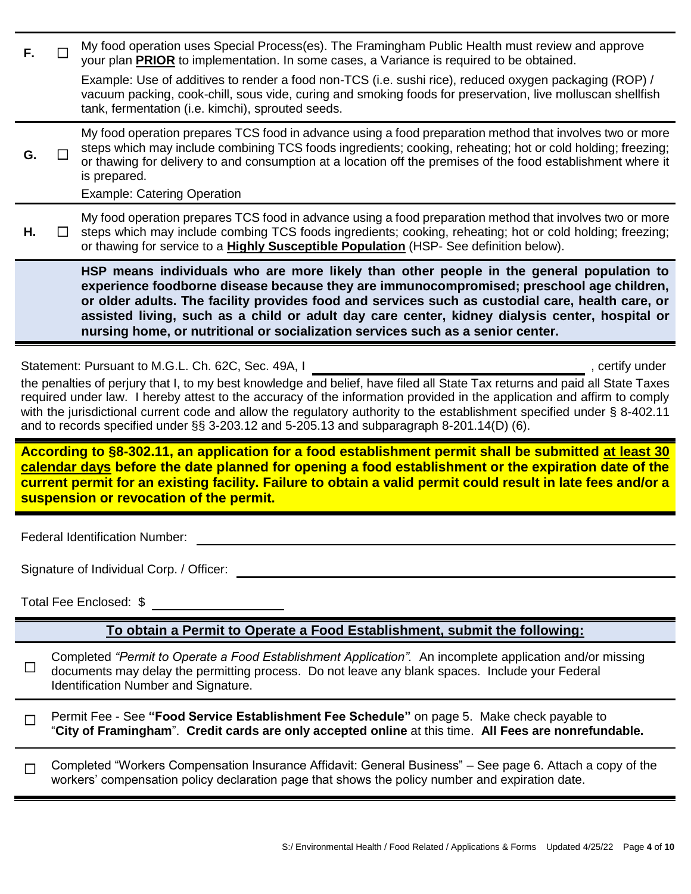**F.** ☐ My food operation uses Special Process(es). The Framingham Public Health must review and approve your plan **PRIOR** to implementation. In some cases, a Variance is required to be obtained.

Example: Use of additives to render a food non-TCS (i.e. sushi rice), reduced oxygen packaging (ROP) / vacuum packing, cook-chill, sous vide, curing and smoking foods for preservation, live molluscan shellfish tank, fermentation (i.e. kimchi), sprouted seeds.

**G.** ☐ My food operation prepares TCS food in advance using a food preparation method that involves two or more steps which may include combining TCS foods ingredients; cooking, reheating; hot or cold holding; freezing; or thawing for delivery to and consumption at a location off the premises of the food establishment where it is prepared.

Example: Catering Operation

**H.** ☐ My food operation prepares TCS food in advance using a food preparation method that involves two or more steps which may include combing TCS foods ingredients; cooking, reheating; hot or cold holding; freezing; or thawing for service to a **Highly Susceptible Population** (HSP- See definition below).

**HSP means individuals who are more likely than other people in the general population to experience foodborne disease because they are immunocompromised; preschool age children, or older adults. The facility provides food and services such as custodial care, health care, or assisted living, such as a child or adult day care center, kidney dialysis center, hospital or nursing home, or nutritional or socialization services such as a senior center.**

Statement: Pursuant to M.G.L. Ch. 62C, Sec. 49A, I ______________________________, certify under the penalties of perjury that I, to my best knowledge and belief, have filed all State Tax returns and paid all State Taxes required under law. I hereby attest to the accuracy of the information provided in the application and affirm to comply with the jurisdictional current code and allow the regulatory authority to the establishment specified under § 8-402.11 and to records specified under §§ 3-203.12 and 5-205.13 and subparagraph 8-201.14(D) (6).

**According to §8-302.11, an application for a food establishment permit shall be submitted at least 30 calendar days before the date planned for opening a food establishment or the expiration date of the current permit for an existing facility. Failure to obtain a valid permit could result in late fees and/or a suspension or revocation of the permit.**

Federal Identification Number: ______________________________

Signature of Individual Corp. / Officer: ______________________________

Total Fee Enclosed: $ ______________

## To obtain a Permit to Operate a Food Establishment, submit the following:

☐ Completed *"Permit to Operate a Food Establishment Application".* An incomplete application and/or missing documents may delay the permitting process. Do not leave any blank spaces. Include your Federal Identification Number and Signature.

☐ Permit Fee - See **"Food Service Establishment Fee Schedule"** on page 5. Make check payable to "**City of Framingham**". **Credit cards are only accepted online** at this time. **All Fees are nonrefundable.**

☐ Completed "Workers Compensation Insurance Affidavit: General Business" – See page 6. Attach a copy of the workers' compensation policy declaration page that shows the policy number and expiration date.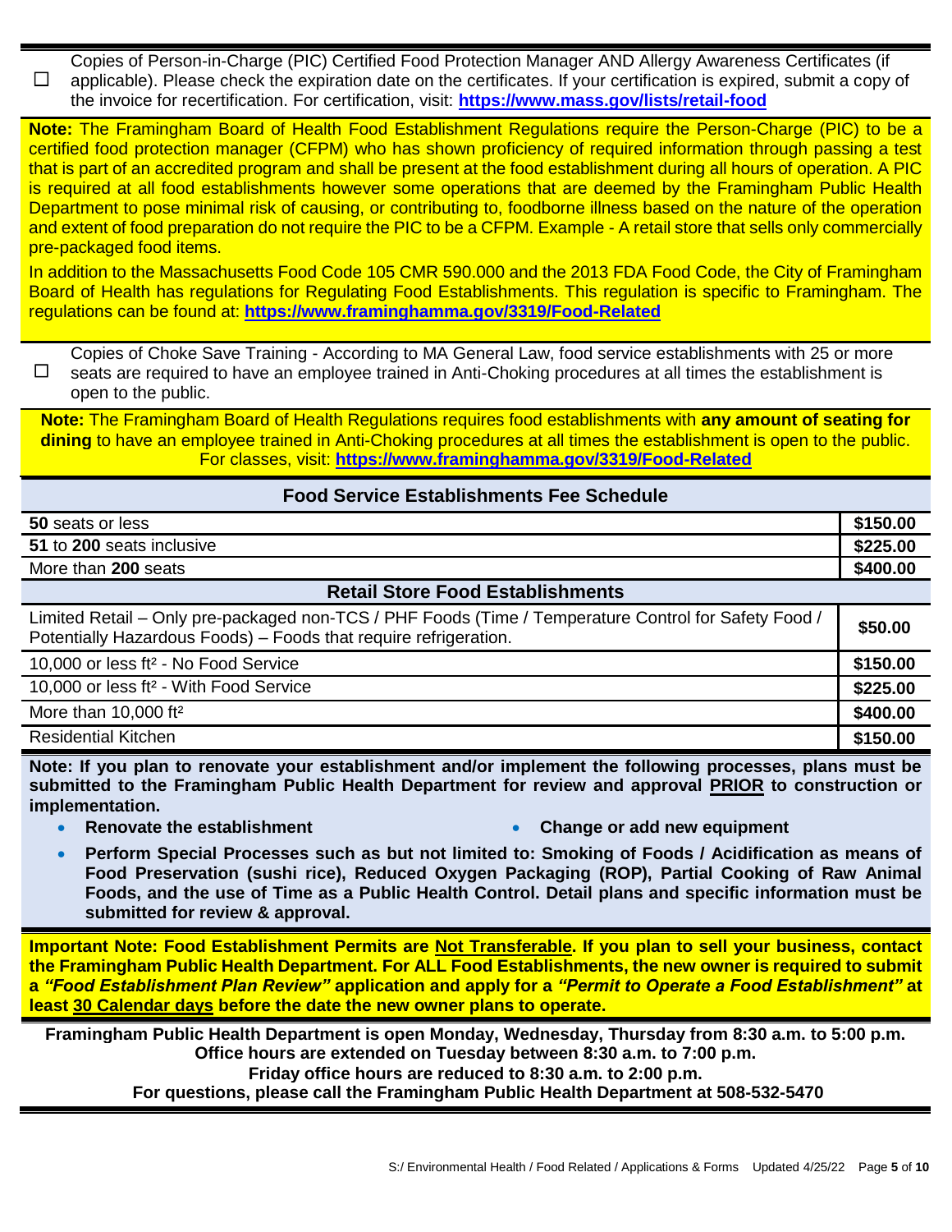☐ Copies of Person-in-Charge (PIC) Certified Food Protection Manager AND Allergy Awareness Certificates (if applicable). Please check the expiration date on the certificates. If your certification is expired, submit a copy of the invoice for recertification. For certification, visit: **https://www.mass.gov/lists/retail-food**

**Note:** The Framingham Board of Health Food Establishment Regulations require the Person-Charge (PIC) to be a certified food protection manager (CFPM) who has shown proficiency of required information through passing a test that is part of an accredited program and shall be present at the food establishment during all hours of operation. A PIC is required at all food establishments however some operations that are deemed by the Framingham Public Health Department to pose minimal risk of causing, or contributing to, foodborne illness based on the nature of the operation and extent of food preparation do not require the PIC to be a CFPM. Example - A retail store that sells only commercially pre-packaged food items.

In addition to the Massachusetts Food Code 105 CMR 590.000 and the 2013 FDA Food Code, the City of Framingham Board of Health has regulations for Regulating Food Establishments. This regulation is specific to Framingham. The regulations can be found at: **https://www.framinghamma.gov/3319/Food-Related**

☐ Copies of Choke Save Training - According to MA General Law, food service establishments with 25 or more seats are required to have an employee trained in Anti-Choking procedures at all times the establishment is open to the public.

**Note:** The Framingham Board of Health Regulations requires food establishments with **any amount of seating for dining** to have an employee trained in Anti-Choking procedures at all times the establishment is open to the public. For classes, visit: **https://www.framinghamma.gov/3319/Food-Related**

| **Food Service Establishments Fee Schedule** | |
|---|---|
| **50** seats or less | **$150.00** |
| **51** to **200** seats inclusive | **$225.00** |
| More than **200** seats | **$400.00** |
| **Retail Store Food Establishments** | |
| Limited Retail – Only pre-packaged non-TCS / PHF Foods (Time / Temperature Control for Safety Food / Potentially Hazardous Foods) – Foods that require refrigeration. | **$50.00** |
| 10,000 or less ft² - No Food Service | **$150.00** |
| 10,000 or less ft² - With Food Service | **$225.00** |
| More than 10,000 ft² | **$400.00** |
| Residential Kitchen | **$150.00** |

**Note: If you plan to renovate your establishment and/or implement the following processes, plans must be submitted to the Framingham Public Health Department for review and approval PRIOR to construction or implementation.**

- **Renovate the establishment**
- **Change or add new equipment**
- **Perform Special Processes such as but not limited to: Smoking of Foods / Acidification as means of Food Preservation (sushi rice), Reduced Oxygen Packaging (ROP), Partial Cooking of Raw Animal Foods, and the use of Time as a Public Health Control. Detail plans and specific information must be submitted for review & approval.**

**Important Note: Food Establishment Permits are Not Transferable. If you plan to sell your business, contact the Framingham Public Health Department. For ALL Food Establishments, the new owner is required to submit a *"Food Establishment Plan Review"* application and apply for a *"Permit to Operate a Food Establishment"* at least 30 Calendar days before the date the new owner plans to operate.**

**Framingham Public Health Department is open Monday, Wednesday, Thursday from 8:30 a.m. to 5:00 p.m.**
**Office hours are extended on Tuesday between 8:30 a.m. to 7:00 p.m.**
**Friday office hours are reduced to 8:30 a.m. to 2:00 p.m.**
**For questions, please call the Framingham Public Health Department at 508-532-5470**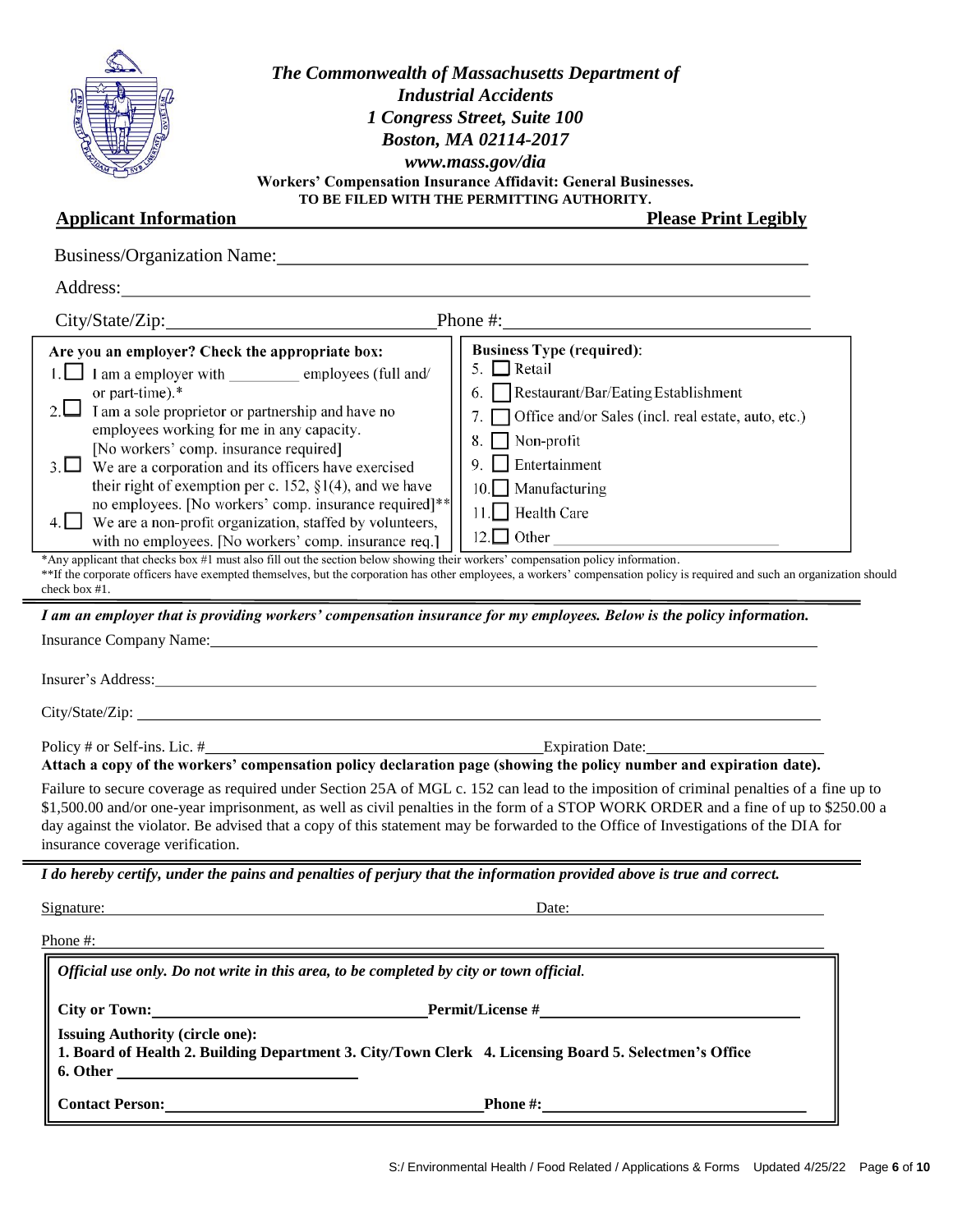# The Commonwealth of Massachusetts Department of Industrial Accidents

*1 Congress Street, Suite 100*
*Boston, MA 02114-2017*
*www.mass.gov/dia*

**Workers' Compensation Insurance Affidavit: General Businesses.**
**TO BE FILED WITH THE PERMITTING AUTHORITY.**

## Applicant Information

**Please Print Legibly**

Business/Organization Name: ____________________

Address: ____________________

City/State/Zip: ____________________ Phone #: ____________________

| Are you an employer? Check the appropriate box: | Business Type (required): |
|---|---|
| 1. ☐ I am a employer with _________ employees (full and/ or part-time).* | 5. ☐ Retail |
| 2. ☐ I am a sole proprietor or partnership and have no employees working for me in any capacity. [No workers' comp. insurance required] | 6. ☐ Restaurant/Bar/Eating Establishment |
| 3. ☐ We are a corporation and its officers have exercised their right of exemption per c. 152, §1(4), and we have no employees. [No workers' comp. insurance required]** | 7. ☐ Office and/or Sales (incl. real estate, auto, etc.) |
| 4. ☐ We are a non-profit organization, staffed by volunteers, with no employees. [No workers' comp. insurance req.] | 8. ☐ Non-profit |
| | 9. ☐ Entertainment |
| | 10. ☐ Manufacturing |
| | 11. ☐ Health Care |
| | 12. ☐ Other ____________ |

*Any applicant that checks box #1 must also fill out the section below showing their workers' compensation policy information.

**If the corporate officers have exempted themselves, but the corporation has other employees, a workers' compensation policy is required and such an organization should check box #1.

*I am an employer that is providing workers' compensation insurance for my employees. Below is the policy information.*

Insurance Company Name: ____________________

Insurer's Address: ____________________

City/State/Zip: ____________________

Policy # or Self-ins. Lic. # ____________________ Expiration Date: ____________________

**Attach a copy of the workers' compensation policy declaration page (showing the policy number and expiration date).**

Failure to secure coverage as required under Section 25A of MGL c. 152 can lead to the imposition of criminal penalties of a fine up to $1,500.00 and/or one-year imprisonment, as well as civil penalties in the form of a STOP WORK ORDER and a fine of up to $250.00 a day against the violator. Be advised that a copy of this statement may be forwarded to the Office of Investigations of the DIA for insurance coverage verification.

*I do hereby certify, under the pains and penalties of perjury that the information provided above is true and correct.*

Signature: ____________________ Date: ____________________

Phone #: ____________________

*Official use only. Do not write in this area, to be completed by city or town official.*

**City or Town:** ____________________ **Permit/License #** ____________________

**Issuing Authority (circle one):**
**1. Board of Health 2. Building Department 3. City/Town Clerk 4. Licensing Board 5. Selectmen's Office 6. Other** ____________________

**Contact Person:** ____________________ **Phone #:** ____________________

S:/ Environmental Health / Food Related / Applications & Forms Updated 4/25/22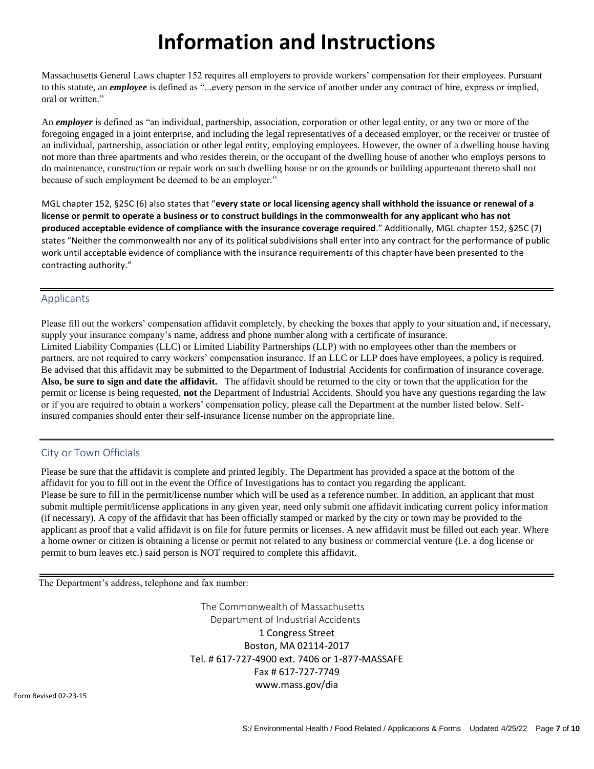# Information and Instructions

Massachusetts General Laws chapter 152 requires all employers to provide workers' compensation for their employees. Pursuant to this statute, an ***employee*** is defined as "...every person in the service of another under any contract of hire, express or implied, oral or written."

An ***employer*** is defined as "an individual, partnership, association, corporation or other legal entity, or any two or more of the foregoing engaged in a joint enterprise, and including the legal representatives of a deceased employer, or the receiver or trustee of an individual, partnership, association or other legal entity, employing employees. However, the owner of a dwelling house having not more than three apartments and who resides therein, or the occupant of the dwelling house of another who employs persons to do maintenance, construction or repair work on such dwelling house or on the grounds or building appurtenant thereto shall not because of such employment be deemed to be an employer."

MGL chapter 152, §25C (6) also states that "**every state or local licensing agency shall withhold the issuance or renewal of a license or permit to operate a business or to construct buildings in the commonwealth for any applicant who has not produced acceptable evidence of compliance with the insurance coverage required**." Additionally, MGL chapter 152, §25C (7) states "Neither the commonwealth nor any of its political subdivisions shall enter into any contract for the performance of public work until acceptable evidence of compliance with the insurance requirements of this chapter have been presented to the contracting authority."

## Applicants

Please fill out the workers' compensation affidavit completely, by checking the boxes that apply to your situation and, if necessary, supply your insurance company's name, address and phone number along with a certificate of insurance.
Limited Liability Companies (LLC) or Limited Liability Partnerships (LLP) with no employees other than the members or partners, are not required to carry workers' compensation insurance. If an LLC or LLP does have employees, a policy is required. Be advised that this affidavit may be submitted to the Department of Industrial Accidents for confirmation of insurance coverage. **Also, be sure to sign and date the affidavit.** The affidavit should be returned to the city or town that the application for the permit or license is being requested, **not** the Department of Industrial Accidents. Should you have any questions regarding the law or if you are required to obtain a workers' compensation policy, please call the Department at the number listed below. Self-insured companies should enter their self-insurance license number on the appropriate line.

## City or Town Officials

Please be sure that the affidavit is complete and printed legibly. The Department has provided a space at the bottom of the affidavit for you to fill out in the event the Office of Investigations has to contact you regarding the applicant.
Please be sure to fill in the permit/license number which will be used as a reference number. In addition, an applicant that must submit multiple permit/license applications in any given year, need only submit one affidavit indicating current policy information (if necessary). A copy of the affidavit that has been officially stamped or marked by the city or town may be provided to the applicant as proof that a valid affidavit is on file for future permits or licenses. A new affidavit must be filled out each year. Where a home owner or citizen is obtaining a license or permit not related to any business or commercial venture (i.e. a dog license or permit to burn leaves etc.) said person is NOT required to complete this affidavit.

The Department's address, telephone and fax number:

The Commonwealth of Massachusetts
Department of Industrial Accidents
1 Congress Street
Boston, MA 02114-2017
Tel. # 617-727-4900 ext. 7406 or 1-877-MASSAFE
Fax # 617-727-7749
www.mass.gov/dia

Form Revised 02-23-15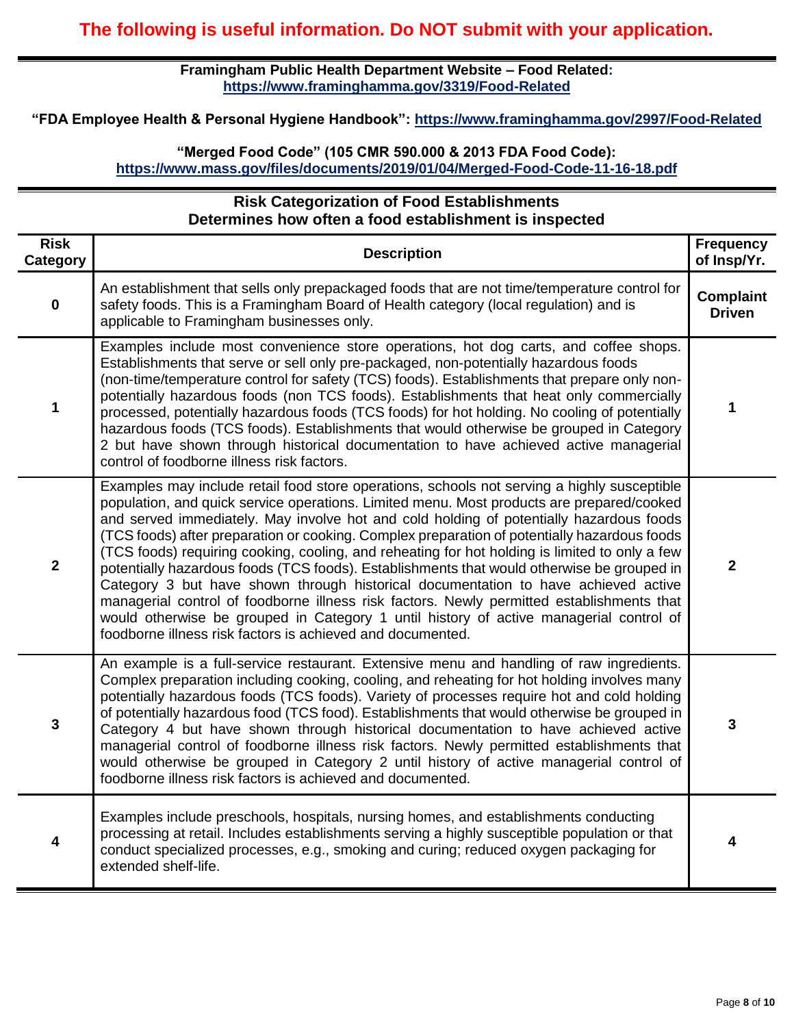**The following is useful information. Do NOT submit with your application.**

**Framingham Public Health Department Website – Food Related:**
**https://www.framinghamma.gov/3319/Food-Related**

**"FDA Employee Health & Personal Hygiene Handbook": https://www.framinghamma.gov/2997/Food-Related**

**"Merged Food Code" (105 CMR 590.000 & 2013 FDA Food Code):**
**https://www.mass.gov/files/documents/2019/01/04/Merged-Food-Code-11-16-18.pdf**

## Risk Categorization of Food Establishments
### Determines how often a food establishment is inspected

| Risk Category | Description | Frequency of Insp/Yr. |
|---|---|---|
| **0** | An establishment that sells only prepackaged foods that are not time/temperature control for safety foods. This is a Framingham Board of Health category (local regulation) and is applicable to Framingham businesses only. | **Complaint Driven** |
| **1** | Examples include most convenience store operations, hot dog carts, and coffee shops. Establishments that serve or sell only pre-packaged, non-potentially hazardous foods (non-time/temperature control for safety (TCS) foods). Establishments that prepare only non-potentially hazardous foods (non TCS foods). Establishments that heat only commercially processed, potentially hazardous foods (TCS foods) for hot holding. No cooling of potentially hazardous foods (TCS foods). Establishments that would otherwise be grouped in Category 2 but have shown through historical documentation to have achieved active managerial control of foodborne illness risk factors. | **1** |
| **2** | Examples may include retail food store operations, schools not serving a highly susceptible population, and quick service operations. Limited menu. Most products are prepared/cooked and served immediately. May involve hot and cold holding of potentially hazardous foods (TCS foods) after preparation or cooking. Complex preparation of potentially hazardous foods (TCS foods) requiring cooking, cooling, and reheating for hot holding is limited to only a few potentially hazardous foods (TCS foods). Establishments that would otherwise be grouped in Category 3 but have shown through historical documentation to have achieved active managerial control of foodborne illness risk factors. Newly permitted establishments that would otherwise be grouped in Category 1 until history of active managerial control of foodborne illness risk factors is achieved and documented. | **2** |
| **3** | An example is a full-service restaurant. Extensive menu and handling of raw ingredients. Complex preparation including cooking, cooling, and reheating for hot holding involves many potentially hazardous foods (TCS foods). Variety of processes require hot and cold holding of potentially hazardous food (TCS food). Establishments that would otherwise be grouped in Category 4 but have shown through historical documentation to have achieved active managerial control of foodborne illness risk factors. Newly permitted establishments that would otherwise be grouped in Category 2 until history of active managerial control of foodborne illness risk factors is achieved and documented. | **3** |
| **4** | Examples include preschools, hospitals, nursing homes, and establishments conducting processing at retail. Includes establishments serving a highly susceptible population or that conduct specialized processes, e.g., smoking and curing; reduced oxygen packaging for extended shelf-life. | **4** |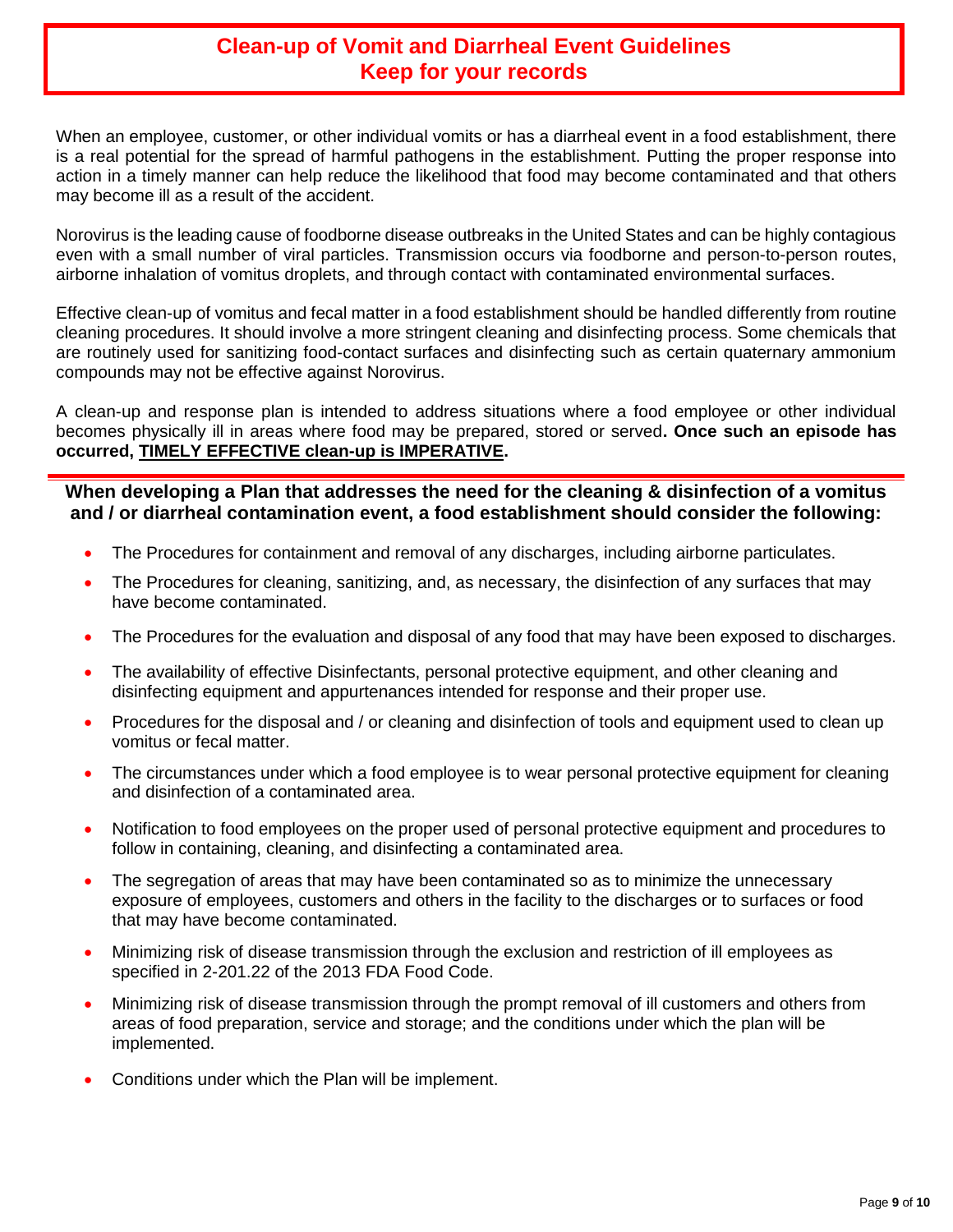# Clean-up of Vomit and Diarrheal Event Guidelines
# Keep for your records

When an employee, customer, or other individual vomits or has a diarrheal event in a food establishment, there is a real potential for the spread of harmful pathogens in the establishment. Putting the proper response into action in a timely manner can help reduce the likelihood that food may become contaminated and that others may become ill as a result of the accident.

Norovirus is the leading cause of foodborne disease outbreaks in the United States and can be highly contagious even with a small number of viral particles. Transmission occurs via foodborne and person-to-person routes, airborne inhalation of vomitus droplets, and through contact with contaminated environmental surfaces.

Effective clean-up of vomitus and fecal matter in a food establishment should be handled differently from routine cleaning procedures. It should involve a more stringent cleaning and disinfecting process. Some chemicals that are routinely used for sanitizing food-contact surfaces and disinfecting such as certain quaternary ammonium compounds may not be effective against Norovirus.

A clean-up and response plan is intended to address situations where a food employee or other individual becomes physically ill in areas where food may be prepared, stored or served**. Once such an episode has occurred, <u>TIMELY EFFECTIVE clean-up is IMPERATIVE</u>.**

---

**When developing a Plan that addresses the need for the cleaning & disinfection of a vomitus and / or diarrheal contamination event, a food establishment should consider the following:**

- The Procedures for containment and removal of any discharges, including airborne particulates.
- The Procedures for cleaning, sanitizing, and, as necessary, the disinfection of any surfaces that may have become contaminated.
- The Procedures for the evaluation and disposal of any food that may have been exposed to discharges.
- The availability of effective Disinfectants, personal protective equipment, and other cleaning and disinfecting equipment and appurtenances intended for response and their proper use.
- Procedures for the disposal and / or cleaning and disinfection of tools and equipment used to clean up vomitus or fecal matter.
- The circumstances under which a food employee is to wear personal protective equipment for cleaning and disinfection of a contaminated area.
- Notification to food employees on the proper used of personal protective equipment and procedures to follow in containing, cleaning, and disinfecting a contaminated area.
- The segregation of areas that may have been contaminated so as to minimize the unnecessary exposure of employees, customers and others in the facility to the discharges or to surfaces or food that may have become contaminated.
- Minimizing risk of disease transmission through the exclusion and restriction of ill employees as specified in 2-201.22 of the 2013 FDA Food Code.
- Minimizing risk of disease transmission through the prompt removal of ill customers and others from areas of food preparation, service and storage; and the conditions under which the plan will be implemented.
- Conditions under which the Plan will be implement.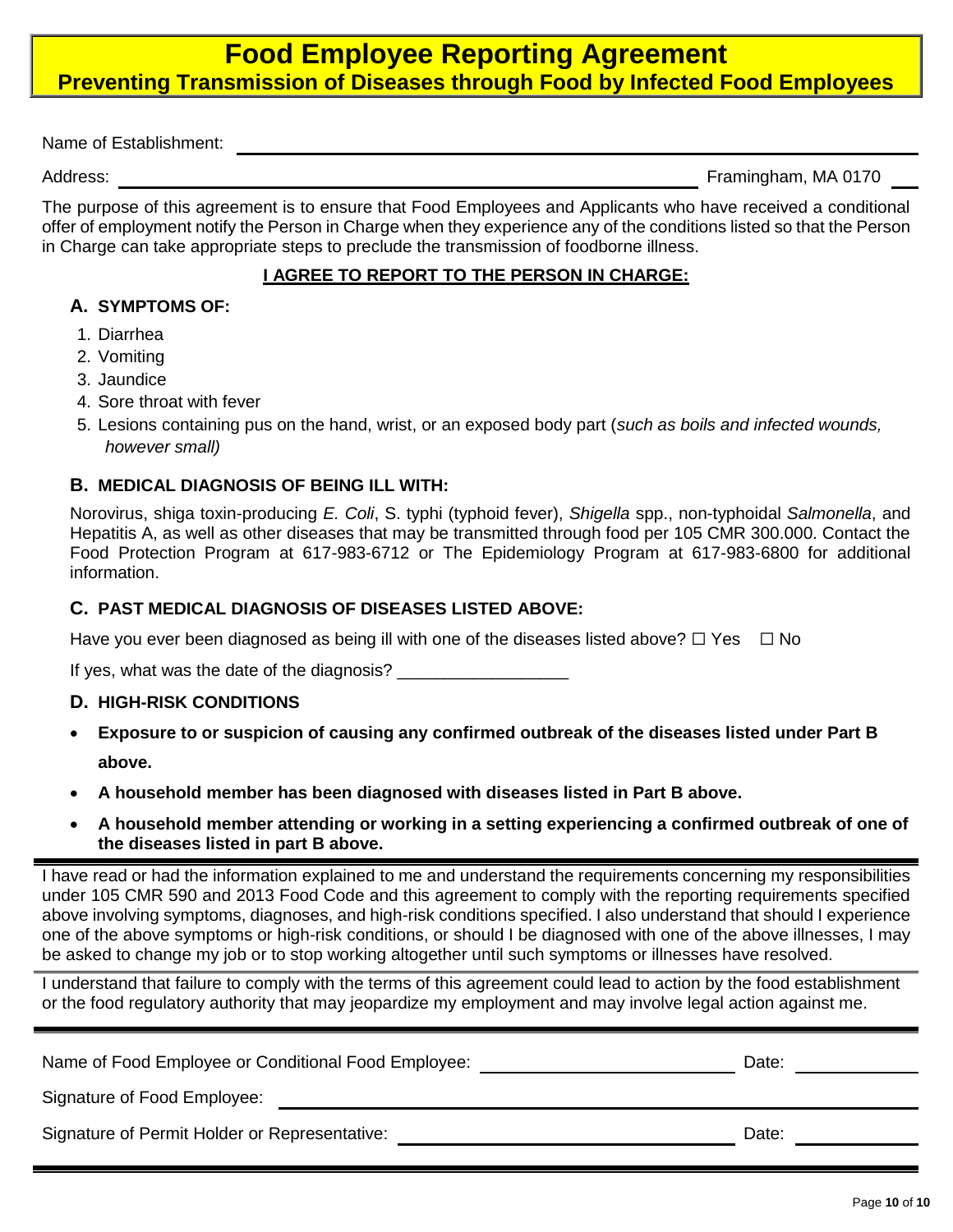# Food Employee Reporting Agreement

## Preventing Transmission of Diseases through Food by Infected Food Employees

Name of Establishment: ______________________________

Address: ______________________________ Framingham, MA 0170 ___

The purpose of this agreement is to ensure that Food Employees and Applicants who have received a conditional offer of employment notify the Person in Charge when they experience any of the conditions listed so that the Person in Charge can take appropriate steps to preclude the transmission of foodborne illness.

**I AGREE TO REPORT TO THE PERSON IN CHARGE:**

### A. SYMPTOMS OF:

1. Diarrhea
2. Vomiting
3. Jaundice
4. Sore throat with fever
5. Lesions containing pus on the hand, wrist, or an exposed body part (*such as boils and infected wounds, however small)*

### B. MEDICAL DIAGNOSIS OF BEING ILL WITH:

Norovirus, shiga toxin-producing *E. Coli*, S. typhi (typhoid fever), *Shigella* spp., non-typhoidal *Salmonella*, and Hepatitis A, as well as other diseases that may be transmitted through food per 105 CMR 300.000. Contact the Food Protection Program at 617-983-6712 or The Epidemiology Program at 617-983-6800 for additional information.

### C. PAST MEDICAL DIAGNOSIS OF DISEASES LISTED ABOVE:

Have you ever been diagnosed as being ill with one of the diseases listed above? ☐ Yes ☐ No

If yes, what was the date of the diagnosis? ____________________

### D. HIGH-RISK CONDITIONS

- **Exposure to or suspicion of causing any confirmed outbreak of the diseases listed under Part B above.**
- **A household member has been diagnosed with diseases listed in Part B above.**
- **A household member attending or working in a setting experiencing a confirmed outbreak of one of the diseases listed in part B above.**

I have read or had the information explained to me and understand the requirements concerning my responsibilities under 105 CMR 590 and 2013 Food Code and this agreement to comply with the reporting requirements specified above involving symptoms, diagnoses, and high-risk conditions specified. I also understand that should I experience one of the above symptoms or high-risk conditions, or should I be diagnosed with one of the above illnesses, I may be asked to change my job or to stop working altogether until such symptoms or illnesses have resolved.

I understand that failure to comply with the terms of this agreement could lead to action by the food establishment or the food regulatory authority that may jeopardize my employment and may involve legal action against me.

Name of Food Employee or Conditional Food Employee: ______________________ Date: ____________

Signature of Food Employee: ______________________________

Signature of Permit Holder or Representative: ______________________ Date: ____________